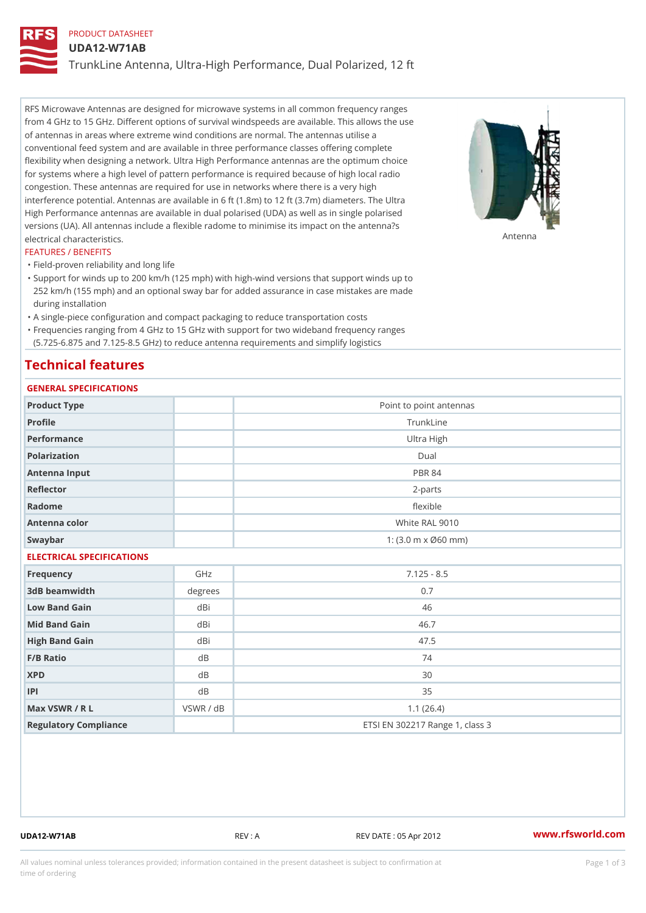PRODUCT DATASHEET

# UDA12-W71AB

## TrunkLine Antenna, Ultra-High Performance, Dual Polarized, 12 ft

RFS Microwave Antennas are designed for microwave systems in all common frequency ranges from 4 GHz to 15 GHz. Different options of survival windspeeds are available. This allows the use of antennas in areas where extreme wind conditions are normal. The antennas utilise a conventional feed system and are available in three performance classes offering complete flexibility when designing a network. Ultra High Performance antennas are the optimum choice for systems where a high level of pattern performance is required because of high local radio congestion. These antennas are required for use in networks where there is a very high interference potential. Antennas are available in 6 ft (1.8m) to 12 ft (3.7m) diameters. The Ultra High Performance antennas are available in dual polarised (UDA) as well as in single polarised versions (UA). All antennas include a flexible radome to minimise its impact on the antenna?s electrical characteristics.

Antenna

FEATURES / BENEFITS

- Field-proven reliability and long life
- Support for winds up to 200 km/h (125 mph) with high-wind versions that support winds up to 252 km/h (155 mph) and an optional sway bar for added assurance in case mistakes are made during installation
- A single-piece configuration and compact packaging to reduce transportation costs
- Frequencies ranging from 4 GHz to 15 GHz with support for two wideband frequency ranges (5.725-6.875 and 7.125-8.5 GHz) to reduce antenna requirements and simplify logistics

## Technical features

### GENERAL SPECIFICATIONS

| | | |
|---|---|---|
| Product Type | | Point to point antennas |
| Profile | | TrunkLine |
| Performance | | Ultra High |
| Polarization | | Dual |
| Antenna Input | | PBR 84 |
| Reflector | | 2-parts |
| Radome | | flexible |
| Antenna color | | White RAL 9010 |
| Swaybar | | 1: (3.0 m x Ø60 mm) |

### ELECTRICAL SPECIFICATIONS

| | | |
|---|---|---|
| Frequency | GHz | 7.125 - 8.5 |
| 3dB beamwidth | degrees | 0.7 |
| Low Band Gain | dBi | 46 |
| Mid Band Gain | dBi | 46.7 |
| High Band Gain | dBi | 47.5 |
| F/B Ratio | dB | 74 |
| XPD | dB | 30 |
| IPI | dB | 35 |
| Max VSWR / R L | VSWR / dB | 1.1 (26.4) |
| Regulatory Compliance | | ETSI EN 302217 Range 1, class 3 |

UDA12-W71AB REV : A REV DATE : 05 Apr 2012 www.rfsworld.com

All values nominal unless tolerances provided; information contained in the present datasheet is subject to confirmation at time of ordering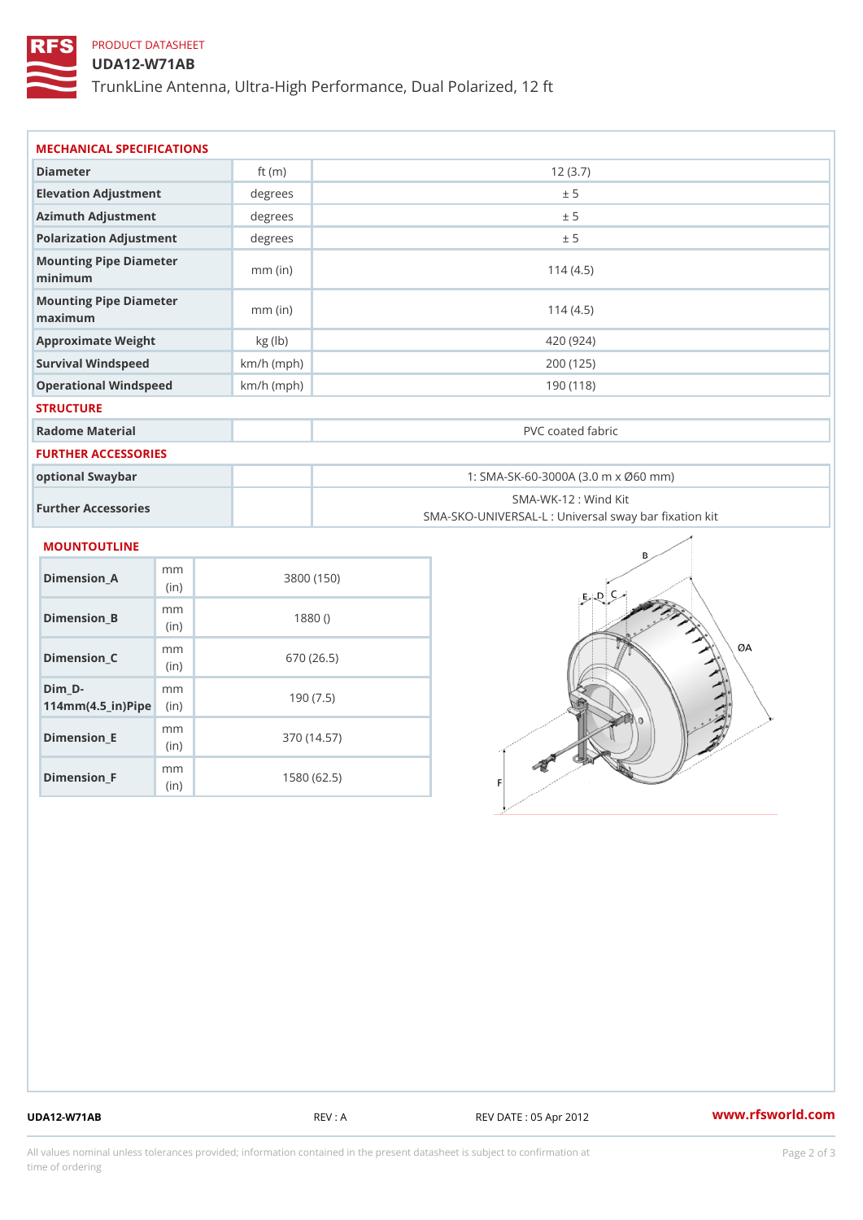PRODUCT DATASHEET

# UDA12-W71AB

TrunkLine Antenna, Ultra-High Performance, Dual Polarized, 12 ft

## MECHANICAL SPECIFICATIONS

| | | |
|---|---|---|
| Diameter | ft (m) | 12 (3.7) |
| Elevation Adjustment | degrees | ± 5 |
| Azimuth Adjustment | degrees | ± 5 |
| Polarization Adjustment | degrees | ± 5 |
| Mounting Pipe Diameter minimum | mm (in) | 114 (4.5) |
| Mounting Pipe Diameter maximum | mm (in) | 114 (4.5) |
| Approximate Weight | kg (lb) | 420 (924) |
| Survival Windspeed | km/h (mph) | 200 (125) |
| Operational Windspeed | km/h (mph) | 190 (118) |

## STRUCTURE

| | | |
|---|---|---|
| Radome Material | | PVC coated fabric |

## FURTHER ACCESSORIES

| | | |
|---|---|---|
| optional Swaybar | | 1: SMA-SK-60-3000A (3.0 m x Ø60 mm) |
| Further Accessories | | SMA-WK-12 : Wind Kit<br>SMA-SKO-UNIVERSAL-L : Universal sway bar fixation kit |

## MOUNTOUTLINE

| | | |
|---|---|---|
| Dimension_A | mm (in) | 3800 (150) |
| Dimension_B | mm (in) | 1880 () |
| Dimension_C | mm (in) | 670 (26.5) |
| Dim_D-114mm(4.5_in)Pipe | mm (in) | 190 (7.5) |
| Dimension_E | mm (in) | 370 (14.57) |
| Dimension_F | mm (in) | 1580 (62.5) |

UDA12-W71AB REV : A REV DATE : 05 Apr 2012 www.rfsworld.com

All values nominal unless tolerances provided; information contained in the present datasheet is subject to confirmation at time of ordering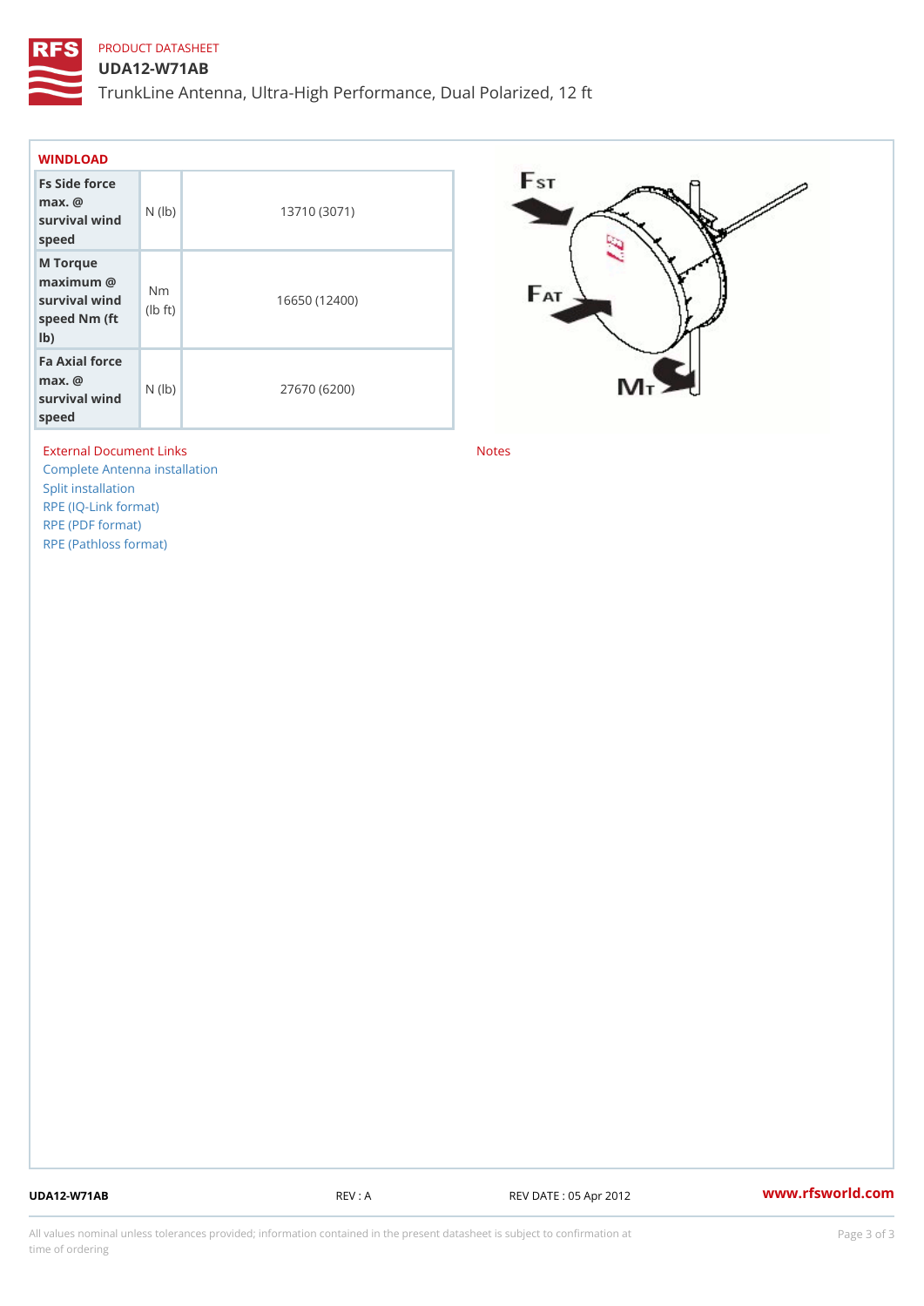PRODUCT DATASHEET

# UDA12-W71AB

TrunkLine Antenna, Ultra-High Performance, Dual Polarized, 12 ft

## WINDLOAD

| | | |
|---|---|---|
| Fs Side force max. @ survival wind speed | N (lb) | 13710 (3071) |
| M Torque maximum @ survival wind speed Nm (ft lb) | Nm (lb ft) | 16650 (12400) |
| Fa Axial force max. @ survival wind speed | N (lb) | 27670 (6200) |

FST

FAT

MT

External Document Links

Complete Antenna installation

Split installation

RPE (IQ-Link format)

RPE (PDF format)

RPE (Pathloss format)

Notes

UDA12-W71AB REV : A REV DATE : 05 Apr 2012 www.rfsworld.com

All values nominal unless tolerances provided; information contained in the present datasheet is subject to confirmation at time of ordering